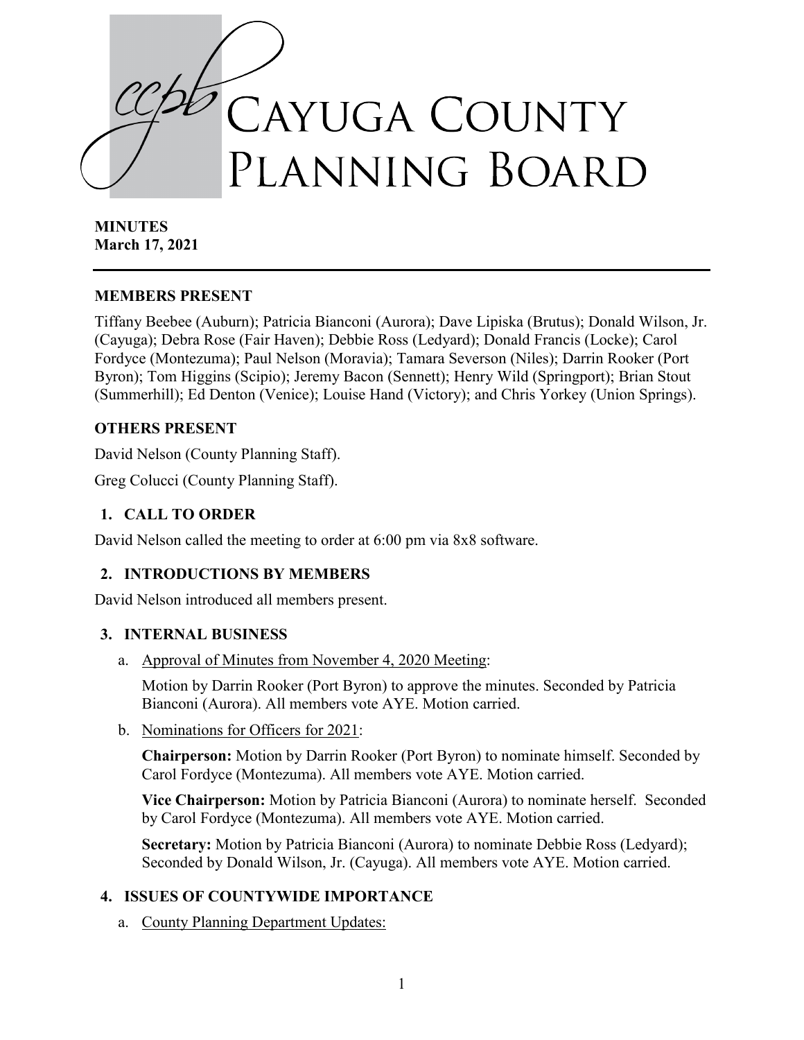# Cayuga County Planning Board

**MINUTES**
**March 17, 2021**

---

## MEMBERS PRESENT

Tiffany Beebee (Auburn); Patricia Bianconi (Aurora); Dave Lipiska (Brutus); Donald Wilson, Jr. (Cayuga); Debra Rose (Fair Haven); Debbie Ross (Ledyard); Donald Francis (Locke); Carol Fordyce (Montezuma); Paul Nelson (Moravia); Tamara Severson (Niles); Darrin Rooker (Port Byron); Tom Higgins (Scipio); Jeremy Bacon (Sennett); Henry Wild (Springport); Brian Stout (Summerhill); Ed Denton (Venice); Louise Hand (Victory); and Chris Yorkey (Union Springs).

## OTHERS PRESENT

David Nelson (County Planning Staff).

Greg Colucci (County Planning Staff).

## 1. CALL TO ORDER

David Nelson called the meeting to order at 6:00 pm via 8x8 software.

## 2. INTRODUCTIONS BY MEMBERS

David Nelson introduced all members present.

## 3. INTERNAL BUSINESS

a. Approval of Minutes from November 4, 2020 Meeting:

Motion by Darrin Rooker (Port Byron) to approve the minutes. Seconded by Patricia Bianconi (Aurora). All members vote AYE. Motion carried.

b. Nominations for Officers for 2021:

**Chairperson:** Motion by Darrin Rooker (Port Byron) to nominate himself. Seconded by Carol Fordyce (Montezuma). All members vote AYE. Motion carried.

**Vice Chairperson:** Motion by Patricia Bianconi (Aurora) to nominate herself. Seconded by Carol Fordyce (Montezuma). All members vote AYE. Motion carried.

**Secretary:** Motion by Patricia Bianconi (Aurora) to nominate Debbie Ross (Ledyard); Seconded by Donald Wilson, Jr. (Cayuga). All members vote AYE. Motion carried.

## 4. ISSUES OF COUNTYWIDE IMPORTANCE

a. County Planning Department Updates: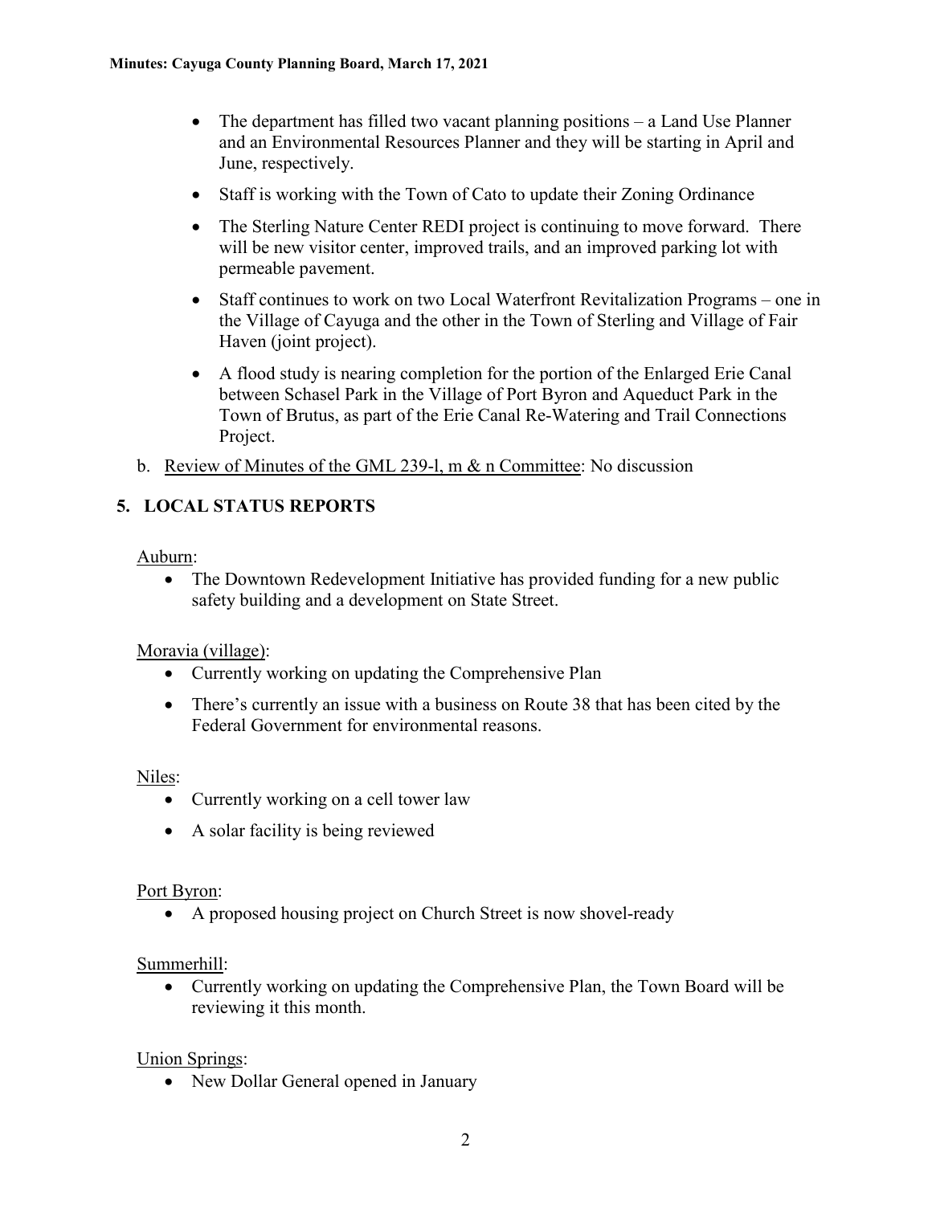- The department has filled two vacant planning positions – a Land Use Planner and an Environmental Resources Planner and they will be starting in April and June, respectively.
- Staff is working with the Town of Cato to update their Zoning Ordinance
- The Sterling Nature Center REDI project is continuing to move forward. There will be new visitor center, improved trails, and an improved parking lot with permeable pavement.
- Staff continues to work on two Local Waterfront Revitalization Programs – one in the Village of Cayuga and the other in the Town of Sterling and Village of Fair Haven (joint project).
- A flood study is nearing completion for the portion of the Enlarged Erie Canal between Schasel Park in the Village of Port Byron and Aqueduct Park in the Town of Brutus, as part of the Erie Canal Re-Watering and Trail Connections Project.

b. Review of Minutes of the GML 239-l, m & n Committee: No discussion

## 5. LOCAL STATUS REPORTS

Auburn:

- The Downtown Redevelopment Initiative has provided funding for a new public safety building and a development on State Street.

Moravia (village):

- Currently working on updating the Comprehensive Plan
- There's currently an issue with a business on Route 38 that has been cited by the Federal Government for environmental reasons.

Niles:

- Currently working on a cell tower law
- A solar facility is being reviewed

Port Byron:

- A proposed housing project on Church Street is now shovel-ready

Summerhill:

- Currently working on updating the Comprehensive Plan, the Town Board will be reviewing it this month.

Union Springs:

- New Dollar General opened in January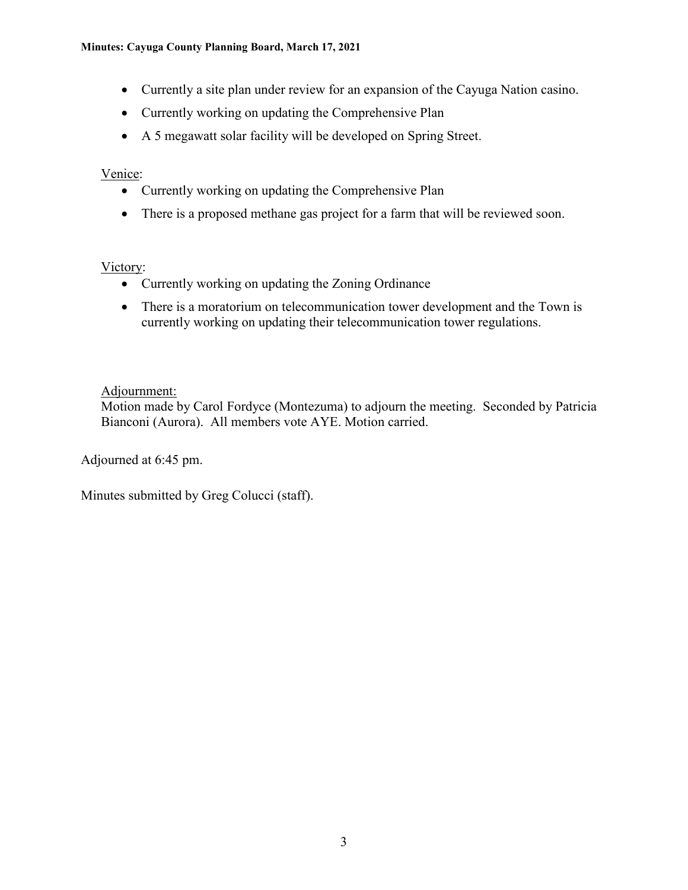- Currently a site plan under review for an expansion of the Cayuga Nation casino.
- Currently working on updating the Comprehensive Plan
- A 5 megawatt solar facility will be developed on Spring Street.

Venice:

- Currently working on updating the Comprehensive Plan
- There is a proposed methane gas project for a farm that will be reviewed soon.

Victory:

- Currently working on updating the Zoning Ordinance
- There is a moratorium on telecommunication tower development and the Town is currently working on updating their telecommunication tower regulations.

Adjournment:

Motion made by Carol Fordyce (Montezuma) to adjourn the meeting. Seconded by Patricia Bianconi (Aurora). All members vote AYE. Motion carried.

Adjourned at 6:45 pm.

Minutes submitted by Greg Colucci (staff).